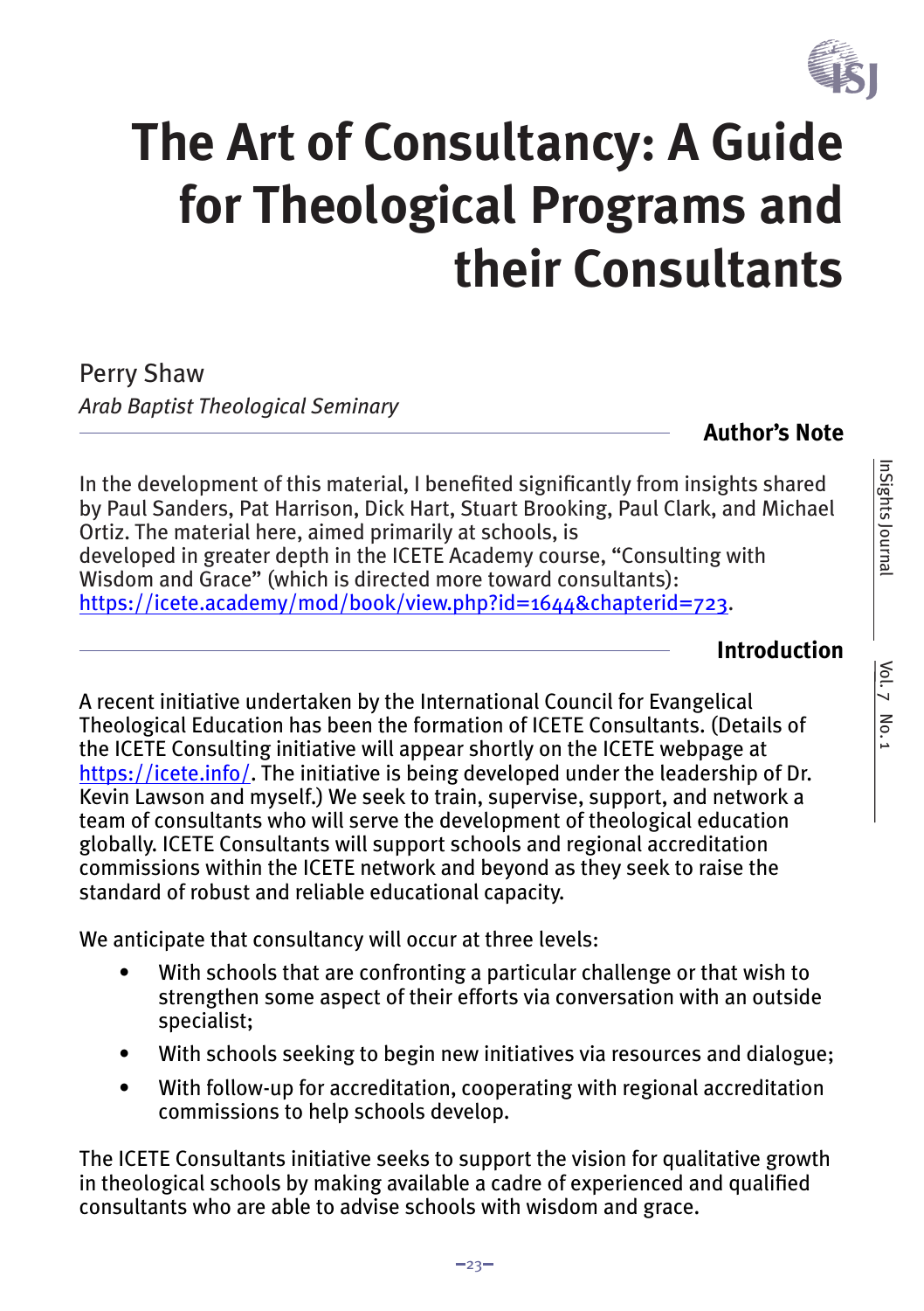# The Art of Consultancy: A Guide for Theological Programs and their Consultants

Perry Shaw
*Arab Baptist Theological Seminary*

## Author's Note

In the development of this material, I benefited significantly from insights shared by Paul Sanders, Pat Harrison, Dick Hart, Stuart Brooking, Paul Clark, and Michael Ortiz. The material here, aimed primarily at schools, is developed in greater depth in the ICETE Academy course, "Consulting with Wisdom and Grace" (which is directed more toward consultants): https://icete.academy/mod/book/view.php?id=1644&chapterid=723.

## Introduction

A recent initiative undertaken by the International Council for Evangelical Theological Education has been the formation of ICETE Consultants. (Details of the ICETE Consulting initiative will appear shortly on the ICETE webpage at https://icete.info/. The initiative is being developed under the leadership of Dr. Kevin Lawson and myself.) We seek to train, supervise, support, and network a team of consultants who will serve the development of theological education globally. ICETE Consultants will support schools and regional accreditation commissions within the ICETE network and beyond as they seek to raise the standard of robust and reliable educational capacity.

We anticipate that consultancy will occur at three levels:

- With schools that are confronting a particular challenge or that wish to strengthen some aspect of their efforts via conversation with an outside specialist;
- With schools seeking to begin new initiatives via resources and dialogue;
- With follow-up for accreditation, cooperating with regional accreditation commissions to help schools develop.

The ICETE Consultants initiative seeks to support the vision for qualitative growth in theological schools by making available a cadre of experienced and qualified consultants who are able to advise schools with wisdom and grace.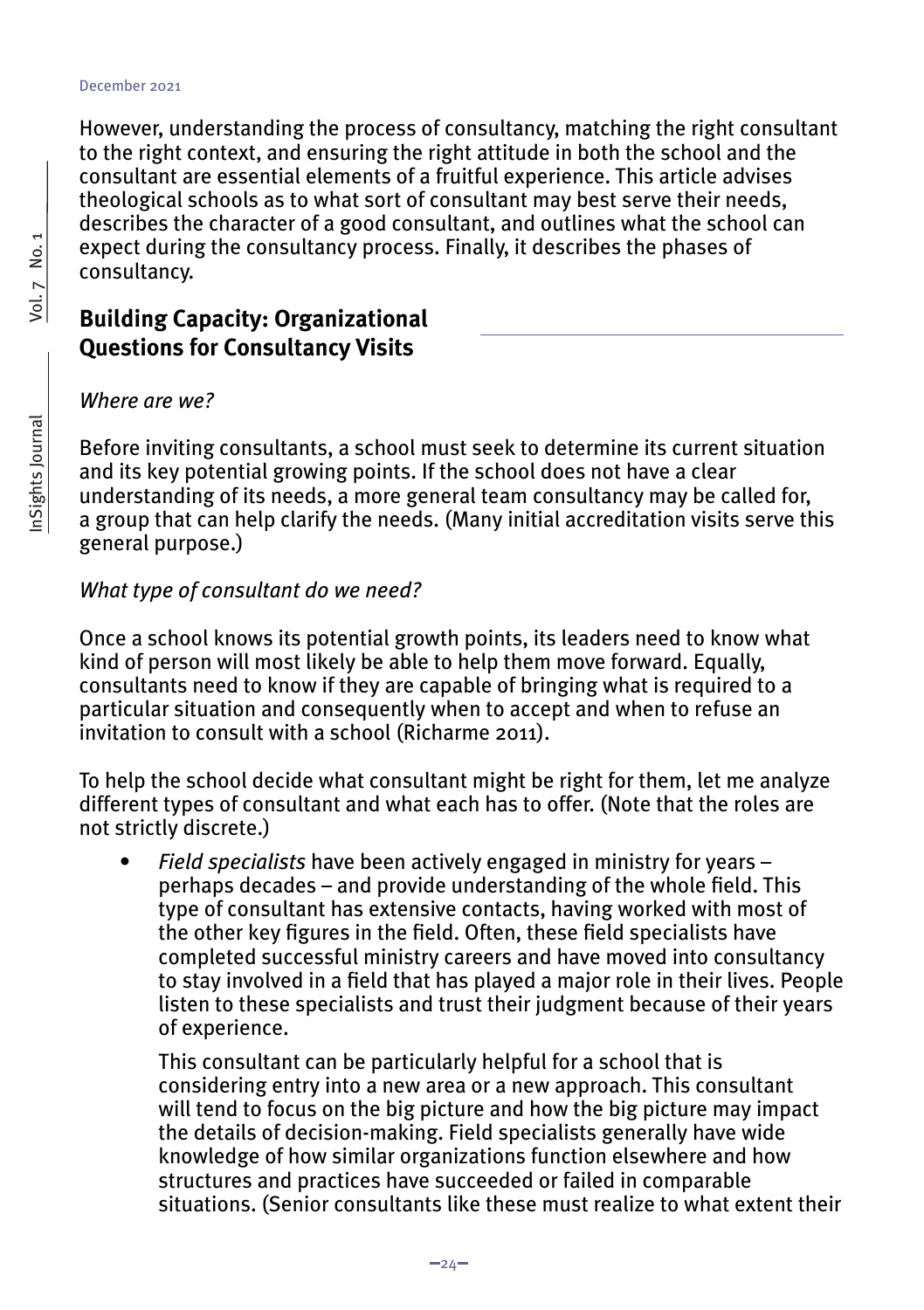However, understanding the process of consultancy, matching the right consultant to the right context, and ensuring the right attitude in both the school and the consultant are essential elements of a fruitful experience. This article advises theological schools as to what sort of consultant may best serve their needs, describes the character of a good consultant, and outlines what the school can expect during the consultancy process. Finally, it describes the phases of consultancy.

## Building Capacity: Organizational Questions for Consultancy Visits

*Where are we?*

Before inviting consultants, a school must seek to determine its current situation and its key potential growing points. If the school does not have a clear understanding of its needs, a more general team consultancy may be called for, a group that can help clarify the needs. (Many initial accreditation visits serve this general purpose.)

*What type of consultant do we need?*

Once a school knows its potential growth points, its leaders need to know what kind of person will most likely be able to help them move forward. Equally, consultants need to know if they are capable of bringing what is required to a particular situation and consequently when to accept and when to refuse an invitation to consult with a school (Richarme 2011).

To help the school decide what consultant might be right for them, let me analyze different types of consultant and what each has to offer. (Note that the roles are not strictly discrete.)

- *Field specialists* have been actively engaged in ministry for years – perhaps decades – and provide understanding of the whole field. This type of consultant has extensive contacts, having worked with most of the other key figures in the field. Often, these field specialists have completed successful ministry careers and have moved into consultancy to stay involved in a field that has played a major role in their lives. People listen to these specialists and trust their judgment because of their years of experience.

  This consultant can be particularly helpful for a school that is considering entry into a new area or a new approach. This consultant will tend to focus on the big picture and how the big picture may impact the details of decision-making. Field specialists generally have wide knowledge of how similar organizations function elsewhere and how structures and practices have succeeded or failed in comparable situations. (Senior consultants like these must realize to what extent their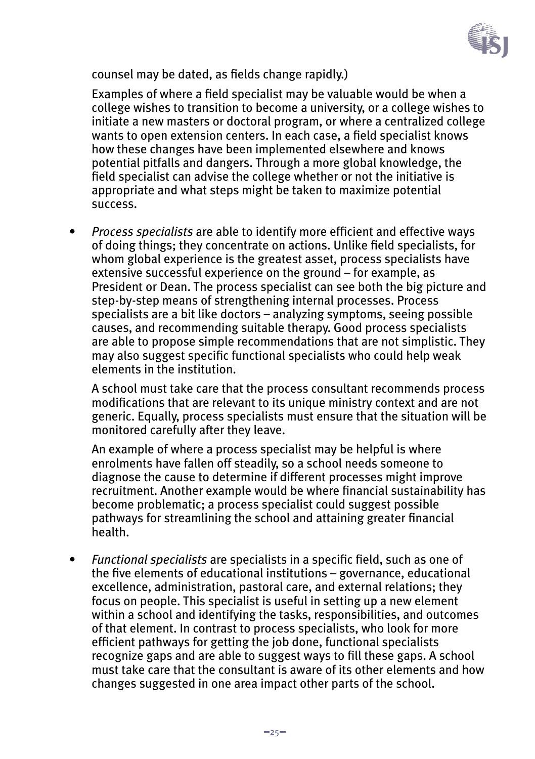counsel may be dated, as fields change rapidly.)

Examples of where a field specialist may be valuable would be when a college wishes to transition to become a university, or a college wishes to initiate a new masters or doctoral program, or where a centralized college wants to open extension centers. In each case, a field specialist knows how these changes have been implemented elsewhere and knows potential pitfalls and dangers. Through a more global knowledge, the field specialist can advise the college whether or not the initiative is appropriate and what steps might be taken to maximize potential success.

- *Process specialists* are able to identify more efficient and effective ways of doing things; they concentrate on actions. Unlike field specialists, for whom global experience is the greatest asset, process specialists have extensive successful experience on the ground – for example, as President or Dean. The process specialist can see both the big picture and step-by-step means of strengthening internal processes. Process specialists are a bit like doctors – analyzing symptoms, seeing possible causes, and recommending suitable therapy. Good process specialists are able to propose simple recommendations that are not simplistic. They may also suggest specific functional specialists who could help weak elements in the institution.

  A school must take care that the process consultant recommends process modifications that are relevant to its unique ministry context and are not generic. Equally, process specialists must ensure that the situation will be monitored carefully after they leave.

  An example of where a process specialist may be helpful is where enrolments have fallen off steadily, so a school needs someone to diagnose the cause to determine if different processes might improve recruitment. Another example would be where financial sustainability has become problematic; a process specialist could suggest possible pathways for streamlining the school and attaining greater financial health.

- *Functional specialists* are specialists in a specific field, such as one of the five elements of educational institutions – governance, educational excellence, administration, pastoral care, and external relations; they focus on people. This specialist is useful in setting up a new element within a school and identifying the tasks, responsibilities, and outcomes of that element. In contrast to process specialists, who look for more efficient pathways for getting the job done, functional specialists recognize gaps and are able to suggest ways to fill these gaps. A school must take care that the consultant is aware of its other elements and how changes suggested in one area impact other parts of the school.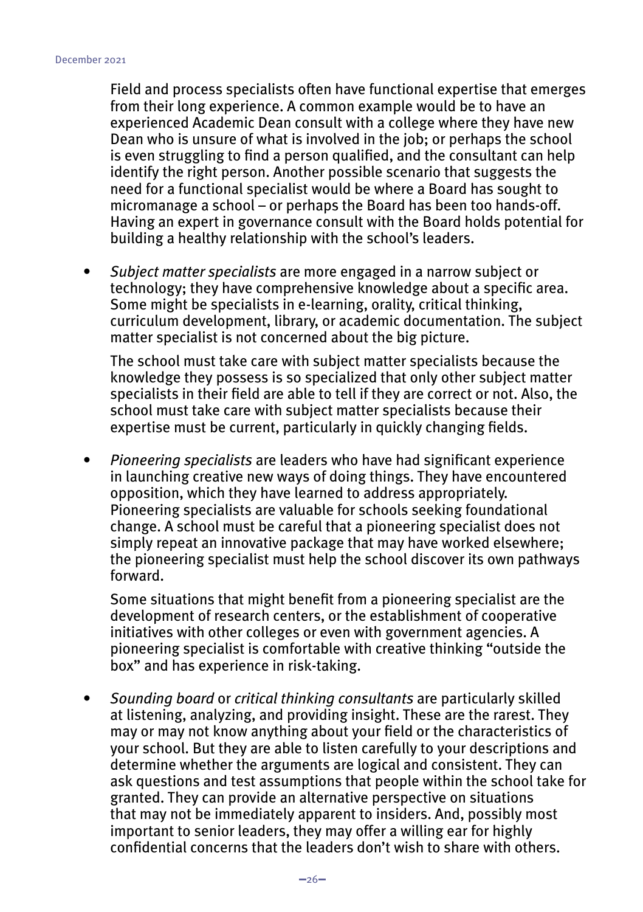Field and process specialists often have functional expertise that emerges from their long experience. A common example would be to have an experienced Academic Dean consult with a college where they have new Dean who is unsure of what is involved in the job; or perhaps the school is even struggling to find a person qualified, and the consultant can help identify the right person. Another possible scenario that suggests the need for a functional specialist would be where a Board has sought to micromanage a school – or perhaps the Board has been too hands-off. Having an expert in governance consult with the Board holds potential for building a healthy relationship with the school's leaders.

- *Subject matter specialists* are more engaged in a narrow subject or technology; they have comprehensive knowledge about a specific area. Some might be specialists in e-learning, orality, critical thinking, curriculum development, library, or academic documentation. The subject matter specialist is not concerned about the big picture.

  The school must take care with subject matter specialists because the knowledge they possess is so specialized that only other subject matter specialists in their field are able to tell if they are correct or not. Also, the school must take care with subject matter specialists because their expertise must be current, particularly in quickly changing fields.

- *Pioneering specialists* are leaders who have had significant experience in launching creative new ways of doing things. They have encountered opposition, which they have learned to address appropriately. Pioneering specialists are valuable for schools seeking foundational change. A school must be careful that a pioneering specialist does not simply repeat an innovative package that may have worked elsewhere; the pioneering specialist must help the school discover its own pathways forward.

  Some situations that might benefit from a pioneering specialist are the development of research centers, or the establishment of cooperative initiatives with other colleges or even with government agencies. A pioneering specialist is comfortable with creative thinking "outside the box" and has experience in risk-taking.

- *Sounding board* or *critical thinking consultants* are particularly skilled at listening, analyzing, and providing insight. These are the rarest. They may or may not know anything about your field or the characteristics of your school. But they are able to listen carefully to your descriptions and determine whether the arguments are logical and consistent. They can ask questions and test assumptions that people within the school take for granted. They can provide an alternative perspective on situations that may not be immediately apparent to insiders. And, possibly most important to senior leaders, they may offer a willing ear for highly confidential concerns that the leaders don't wish to share with others.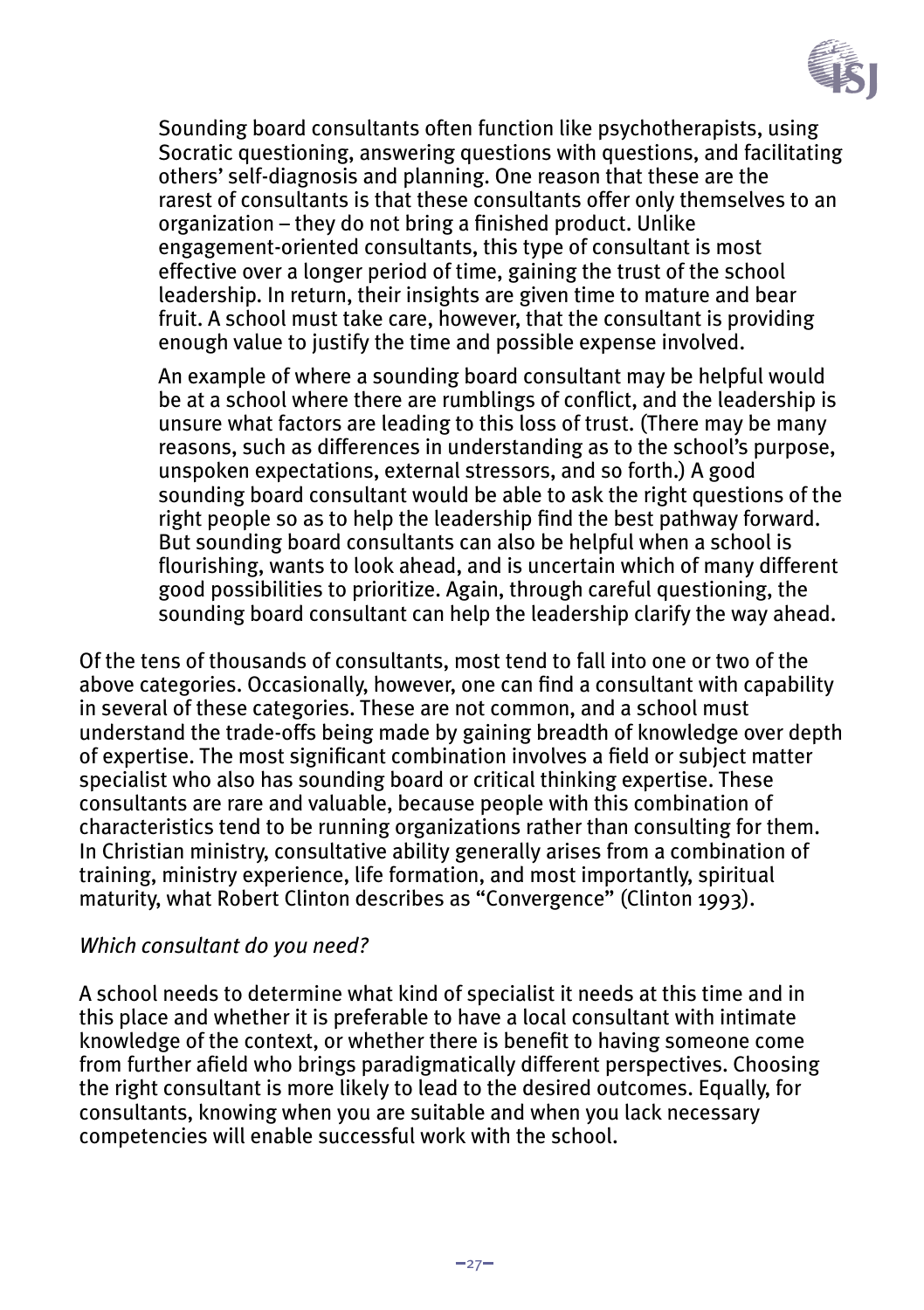Sounding board consultants often function like psychotherapists, using Socratic questioning, answering questions with questions, and facilitating others' self-diagnosis and planning. One reason that these are the rarest of consultants is that these consultants offer only themselves to an organization – they do not bring a finished product. Unlike engagement-oriented consultants, this type of consultant is most effective over a longer period of time, gaining the trust of the school leadership. In return, their insights are given time to mature and bear fruit. A school must take care, however, that the consultant is providing enough value to justify the time and possible expense involved.

An example of where a sounding board consultant may be helpful would be at a school where there are rumblings of conflict, and the leadership is unsure what factors are leading to this loss of trust. (There may be many reasons, such as differences in understanding as to the school's purpose, unspoken expectations, external stressors, and so forth.) A good sounding board consultant would be able to ask the right questions of the right people so as to help the leadership find the best pathway forward. But sounding board consultants can also be helpful when a school is flourishing, wants to look ahead, and is uncertain which of many different good possibilities to prioritize. Again, through careful questioning, the sounding board consultant can help the leadership clarify the way ahead.

Of the tens of thousands of consultants, most tend to fall into one or two of the above categories. Occasionally, however, one can find a consultant with capability in several of these categories. These are not common, and a school must understand the trade-offs being made by gaining breadth of knowledge over depth of expertise. The most significant combination involves a field or subject matter specialist who also has sounding board or critical thinking expertise. These consultants are rare and valuable, because people with this combination of characteristics tend to be running organizations rather than consulting for them. In Christian ministry, consultative ability generally arises from a combination of training, ministry experience, life formation, and most importantly, spiritual maturity, what Robert Clinton describes as "Convergence" (Clinton 1993).

*Which consultant do you need?*

A school needs to determine what kind of specialist it needs at this time and in this place and whether it is preferable to have a local consultant with intimate knowledge of the context, or whether there is benefit to having someone come from further afield who brings paradigmatically different perspectives. Choosing the right consultant is more likely to lead to the desired outcomes. Equally, for consultants, knowing when you are suitable and when you lack necessary competencies will enable successful work with the school.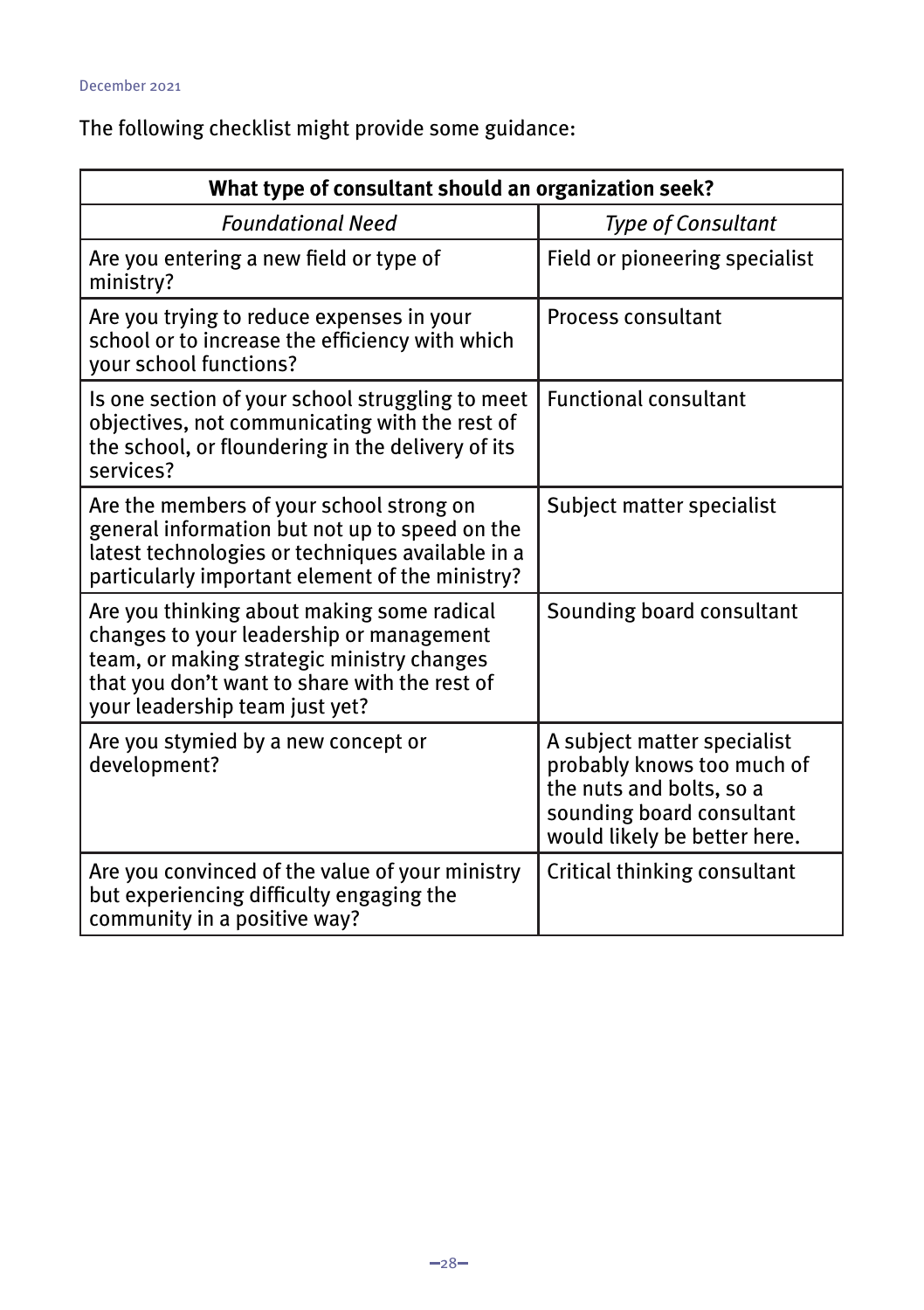The following checklist might provide some guidance:

| What type of consultant should an organization seek? | |
|---|---|
| *Foundational Need* | *Type of Consultant* |
| Are you entering a new field or type of ministry? | Field or pioneering specialist |
| Are you trying to reduce expenses in your school or to increase the efficiency with which your school functions? | Process consultant |
| Is one section of your school struggling to meet objectives, not communicating with the rest of the school, or floundering in the delivery of its services? | Functional consultant |
| Are the members of your school strong on general information but not up to speed on the latest technologies or techniques available in a particularly important element of the ministry? | Subject matter specialist |
| Are you thinking about making some radical changes to your leadership or management team, or making strategic ministry changes that you don't want to share with the rest of your leadership team just yet? | Sounding board consultant |
| Are you stymied by a new concept or development? | A subject matter specialist probably knows too much of the nuts and bolts, so a sounding board consultant would likely be better here. |
| Are you convinced of the value of your ministry but experiencing difficulty engaging the community in a positive way? | Critical thinking consultant |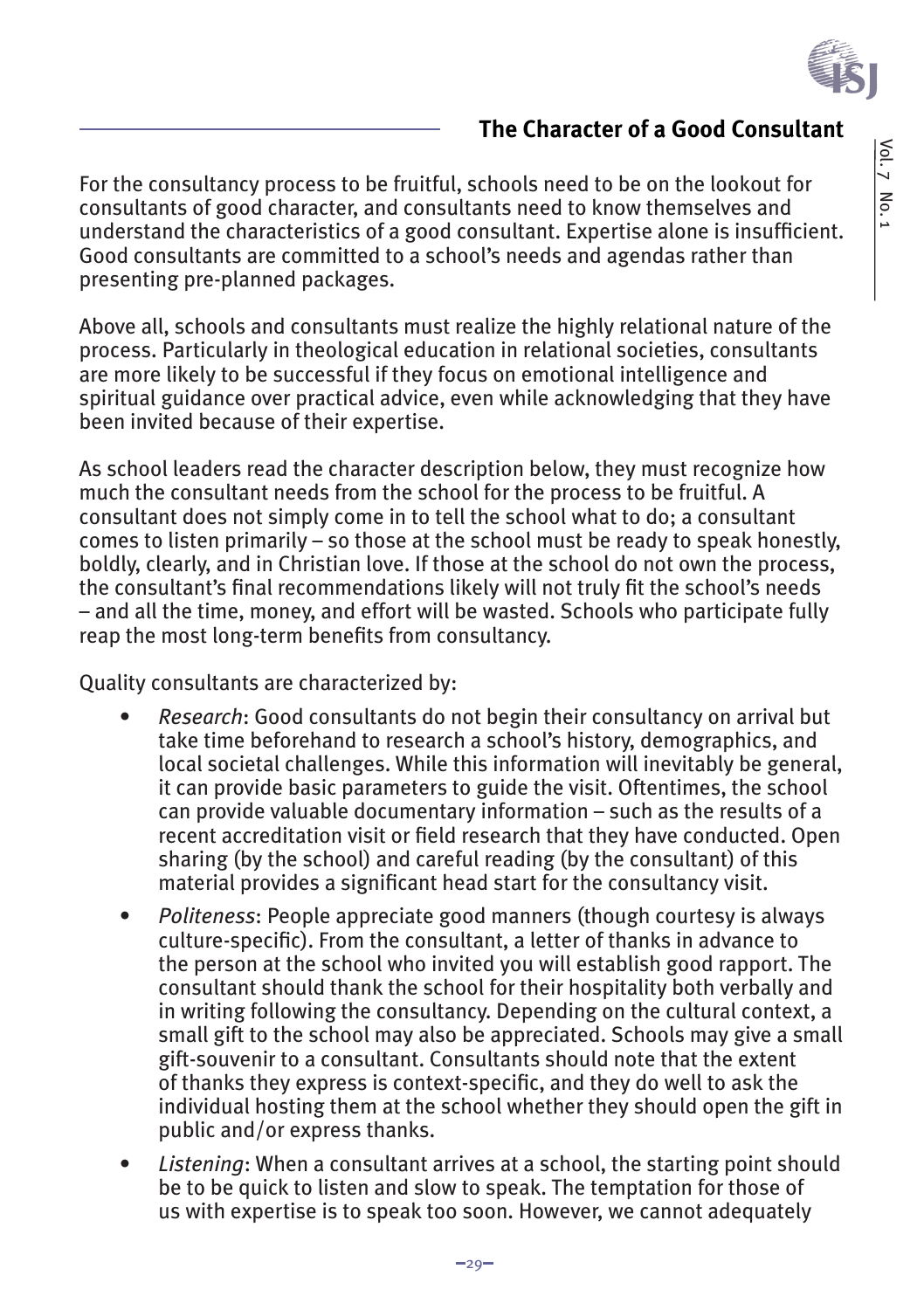## The Character of a Good Consultant

For the consultancy process to be fruitful, schools need to be on the lookout for consultants of good character, and consultants need to know themselves and understand the characteristics of a good consultant. Expertise alone is insufficient. Good consultants are committed to a school's needs and agendas rather than presenting pre-planned packages.

Above all, schools and consultants must realize the highly relational nature of the process. Particularly in theological education in relational societies, consultants are more likely to be successful if they focus on emotional intelligence and spiritual guidance over practical advice, even while acknowledging that they have been invited because of their expertise.

As school leaders read the character description below, they must recognize how much the consultant needs from the school for the process to be fruitful. A consultant does not simply come in to tell the school what to do; a consultant comes to listen primarily – so those at the school must be ready to speak honestly, boldly, clearly, and in Christian love. If those at the school do not own the process, the consultant's final recommendations likely will not truly fit the school's needs – and all the time, money, and effort will be wasted. Schools who participate fully reap the most long-term benefits from consultancy.

Quality consultants are characterized by:

- *Research*: Good consultants do not begin their consultancy on arrival but take time beforehand to research a school's history, demographics, and local societal challenges. While this information will inevitably be general, it can provide basic parameters to guide the visit. Oftentimes, the school can provide valuable documentary information – such as the results of a recent accreditation visit or field research that they have conducted. Open sharing (by the school) and careful reading (by the consultant) of this material provides a significant head start for the consultancy visit.
- *Politeness*: People appreciate good manners (though courtesy is always culture-specific). From the consultant, a letter of thanks in advance to the person at the school who invited you will establish good rapport. The consultant should thank the school for their hospitality both verbally and in writing following the consultancy. Depending on the cultural context, a small gift to the school may also be appreciated. Schools may give a small gift-souvenir to a consultant. Consultants should note that the extent of thanks they express is context-specific, and they do well to ask the individual hosting them at the school whether they should open the gift in public and/or express thanks.
- *Listening*: When a consultant arrives at a school, the starting point should be to be quick to listen and slow to speak. The temptation for those of us with expertise is to speak too soon. However, we cannot adequately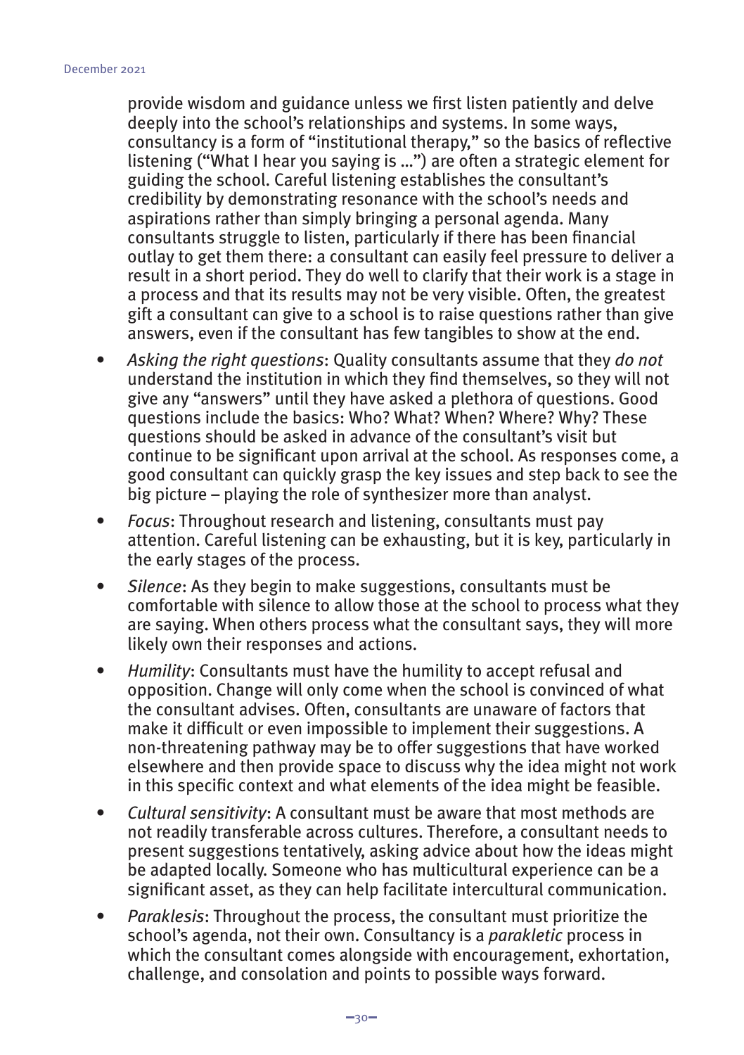provide wisdom and guidance unless we first listen patiently and delve deeply into the school's relationships and systems. In some ways, consultancy is a form of "institutional therapy," so the basics of reflective listening ("What I hear you saying is …") are often a strategic element for guiding the school. Careful listening establishes the consultant's credibility by demonstrating resonance with the school's needs and aspirations rather than simply bringing a personal agenda. Many consultants struggle to listen, particularly if there has been financial outlay to get them there: a consultant can easily feel pressure to deliver a result in a short period. They do well to clarify that their work is a stage in a process and that its results may not be very visible. Often, the greatest gift a consultant can give to a school is to raise questions rather than give answers, even if the consultant has few tangibles to show at the end.

- *Asking the right questions*: Quality consultants assume that they *do not* understand the institution in which they find themselves, so they will not give any "answers" until they have asked a plethora of questions. Good questions include the basics: Who? What? When? Where? Why? These questions should be asked in advance of the consultant's visit but continue to be significant upon arrival at the school. As responses come, a good consultant can quickly grasp the key issues and step back to see the big picture – playing the role of synthesizer more than analyst.
- *Focus*: Throughout research and listening, consultants must pay attention. Careful listening can be exhausting, but it is key, particularly in the early stages of the process.
- *Silence*: As they begin to make suggestions, consultants must be comfortable with silence to allow those at the school to process what they are saying. When others process what the consultant says, they will more likely own their responses and actions.
- *Humility*: Consultants must have the humility to accept refusal and opposition. Change will only come when the school is convinced of what the consultant advises. Often, consultants are unaware of factors that make it difficult or even impossible to implement their suggestions. A non-threatening pathway may be to offer suggestions that have worked elsewhere and then provide space to discuss why the idea might not work in this specific context and what elements of the idea might be feasible.
- *Cultural sensitivity*: A consultant must be aware that most methods are not readily transferable across cultures. Therefore, a consultant needs to present suggestions tentatively, asking advice about how the ideas might be adapted locally. Someone who has multicultural experience can be a significant asset, as they can help facilitate intercultural communication.
- *Paraklesis*: Throughout the process, the consultant must prioritize the school's agenda, not their own. Consultancy is a *parakletic* process in which the consultant comes alongside with encouragement, exhortation, challenge, and consolation and points to possible ways forward.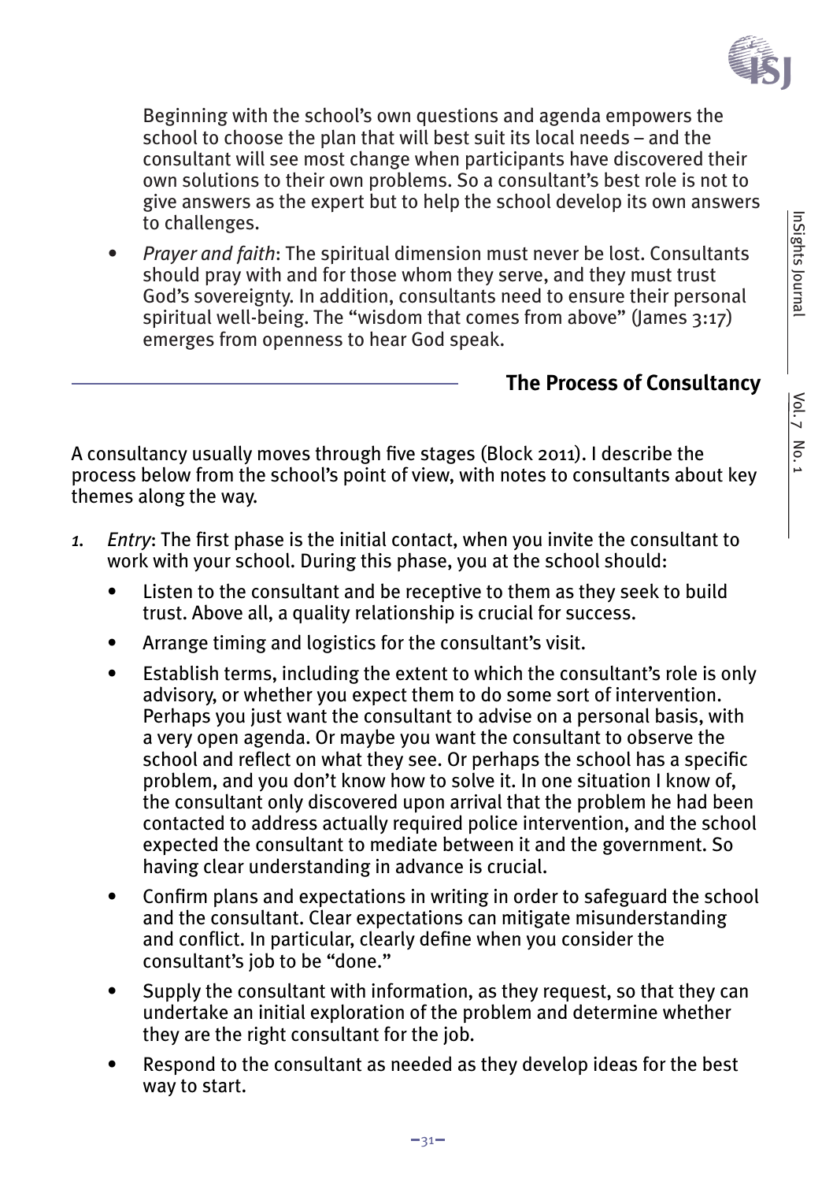Beginning with the school's own questions and agenda empowers the school to choose the plan that will best suit its local needs – and the consultant will see most change when participants have discovered their own solutions to their own problems. So a consultant's best role is not to give answers as the expert but to help the school develop its own answers to challenges.

- *Prayer and faith*: The spiritual dimension must never be lost. Consultants should pray with and for those whom they serve, and they must trust God's sovereignty. In addition, consultants need to ensure their personal spiritual well-being. The "wisdom that comes from above" (James 3:17) emerges from openness to hear God speak.

## The Process of Consultancy

A consultancy usually moves through five stages (Block 2011). I describe the process below from the school's point of view, with notes to consultants about key themes along the way.

1. *Entry*: The first phase is the initial contact, when you invite the consultant to work with your school. During this phase, you at the school should:
   - Listen to the consultant and be receptive to them as they seek to build trust. Above all, a quality relationship is crucial for success.
   - Arrange timing and logistics for the consultant's visit.
   - Establish terms, including the extent to which the consultant's role is only advisory, or whether you expect them to do some sort of intervention. Perhaps you just want the consultant to advise on a personal basis, with a very open agenda. Or maybe you want the consultant to observe the school and reflect on what they see. Or perhaps the school has a specific problem, and you don't know how to solve it. In one situation I know of, the consultant only discovered upon arrival that the problem he had been contacted to address actually required police intervention, and the school expected the consultant to mediate between it and the government. So having clear understanding in advance is crucial.
   - Confirm plans and expectations in writing in order to safeguard the school and the consultant. Clear expectations can mitigate misunderstanding and conflict. In particular, clearly define when you consider the consultant's job to be "done."
   - Supply the consultant with information, as they request, so that they can undertake an initial exploration of the problem and determine whether they are the right consultant for the job.
   - Respond to the consultant as needed as they develop ideas for the best way to start.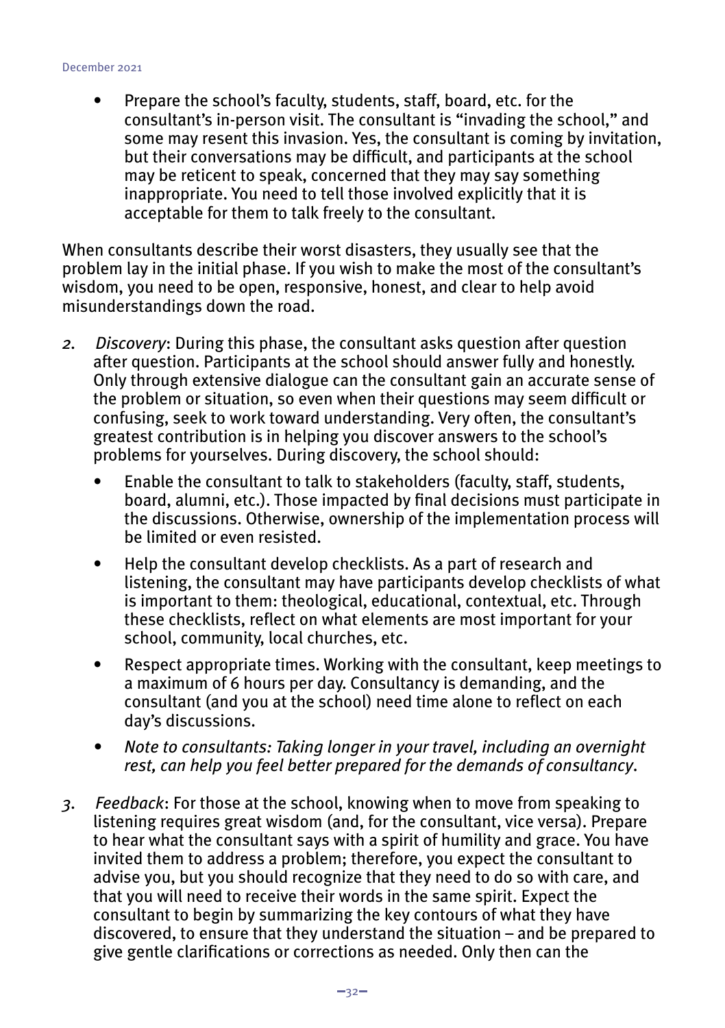- Prepare the school's faculty, students, staff, board, etc. for the consultant's in-person visit. The consultant is "invading the school," and some may resent this invasion. Yes, the consultant is coming by invitation, but their conversations may be difficult, and participants at the school may be reticent to speak, concerned that they may say something inappropriate. You need to tell those involved explicitly that it is acceptable for them to talk freely to the consultant.

When consultants describe their worst disasters, they usually see that the problem lay in the initial phase. If you wish to make the most of the consultant's wisdom, you need to be open, responsive, honest, and clear to help avoid misunderstandings down the road.

2. *Discovery*: During this phase, the consultant asks question after question after question. Participants at the school should answer fully and honestly. Only through extensive dialogue can the consultant gain an accurate sense of the problem or situation, so even when their questions may seem difficult or confusing, seek to work toward understanding. Very often, the consultant's greatest contribution is in helping you discover answers to the school's problems for yourselves. During discovery, the school should:
   - Enable the consultant to talk to stakeholders (faculty, staff, students, board, alumni, etc.). Those impacted by final decisions must participate in the discussions. Otherwise, ownership of the implementation process will be limited or even resisted.
   - Help the consultant develop checklists. As a part of research and listening, the consultant may have participants develop checklists of what is important to them: theological, educational, contextual, etc. Through these checklists, reflect on what elements are most important for your school, community, local churches, etc.
   - Respect appropriate times. Working with the consultant, keep meetings to a maximum of 6 hours per day. Consultancy is demanding, and the consultant (and you at the school) need time alone to reflect on each day's discussions.
   - *Note to consultants: Taking longer in your travel, including an overnight rest, can help you feel better prepared for the demands of consultancy*.

3. *Feedback*: For those at the school, knowing when to move from speaking to listening requires great wisdom (and, for the consultant, vice versa). Prepare to hear what the consultant says with a spirit of humility and grace. You have invited them to address a problem; therefore, you expect the consultant to advise you, but you should recognize that they need to do so with care, and that you will need to receive their words in the same spirit. Expect the consultant to begin by summarizing the key contours of what they have discovered, to ensure that they understand the situation – and be prepared to give gentle clarifications or corrections as needed. Only then can the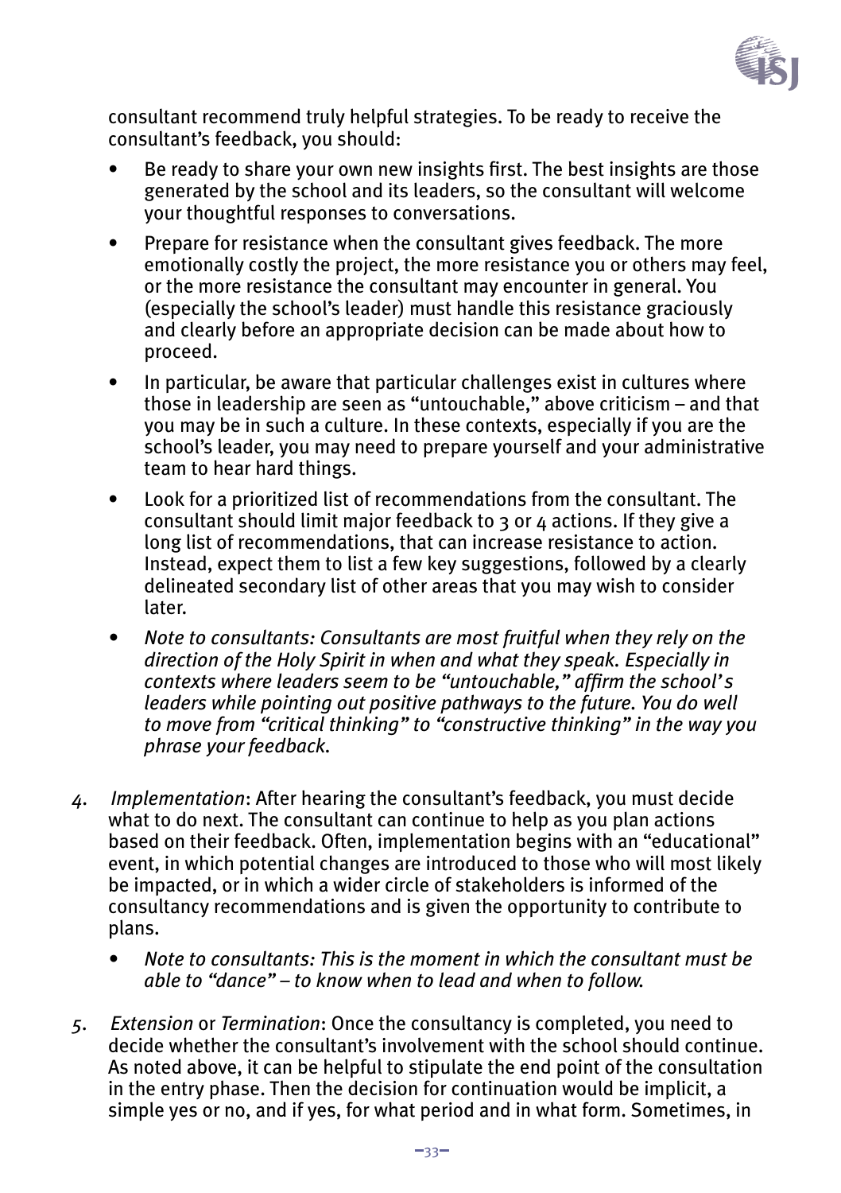consultant recommend truly helpful strategies. To be ready to receive the consultant's feedback, you should:

- Be ready to share your own new insights first. The best insights are those generated by the school and its leaders, so the consultant will welcome your thoughtful responses to conversations.
- Prepare for resistance when the consultant gives feedback. The more emotionally costly the project, the more resistance you or others may feel, or the more resistance the consultant may encounter in general. You (especially the school's leader) must handle this resistance graciously and clearly before an appropriate decision can be made about how to proceed.
- In particular, be aware that particular challenges exist in cultures where those in leadership are seen as "untouchable," above criticism – and that you may be in such a culture. In these contexts, especially if you are the school's leader, you may need to prepare yourself and your administrative team to hear hard things.
- Look for a prioritized list of recommendations from the consultant. The consultant should limit major feedback to 3 or 4 actions. If they give a long list of recommendations, that can increase resistance to action. Instead, expect them to list a few key suggestions, followed by a clearly delineated secondary list of other areas that you may wish to consider later.
- *Note to consultants: Consultants are most fruitful when they rely on the direction of the Holy Spirit in when and what they speak. Especially in contexts where leaders seem to be "untouchable," affirm the school's leaders while pointing out positive pathways to the future. You do well to move from "critical thinking" to "constructive thinking" in the way you phrase your feedback.*

4. *Implementation*: After hearing the consultant's feedback, you must decide what to do next. The consultant can continue to help as you plan actions based on their feedback. Often, implementation begins with an "educational" event, in which potential changes are introduced to those who will most likely be impacted, or in which a wider circle of stakeholders is informed of the consultancy recommendations and is given the opportunity to contribute to plans.
   - *Note to consultants: This is the moment in which the consultant must be able to "dance" – to know when to lead and when to follow.*

5. *Extension* or *Termination*: Once the consultancy is completed, you need to decide whether the consultant's involvement with the school should continue. As noted above, it can be helpful to stipulate the end point of the consultation in the entry phase. Then the decision for continuation would be implicit, a simple yes or no, and if yes, for what period and in what form. Sometimes, in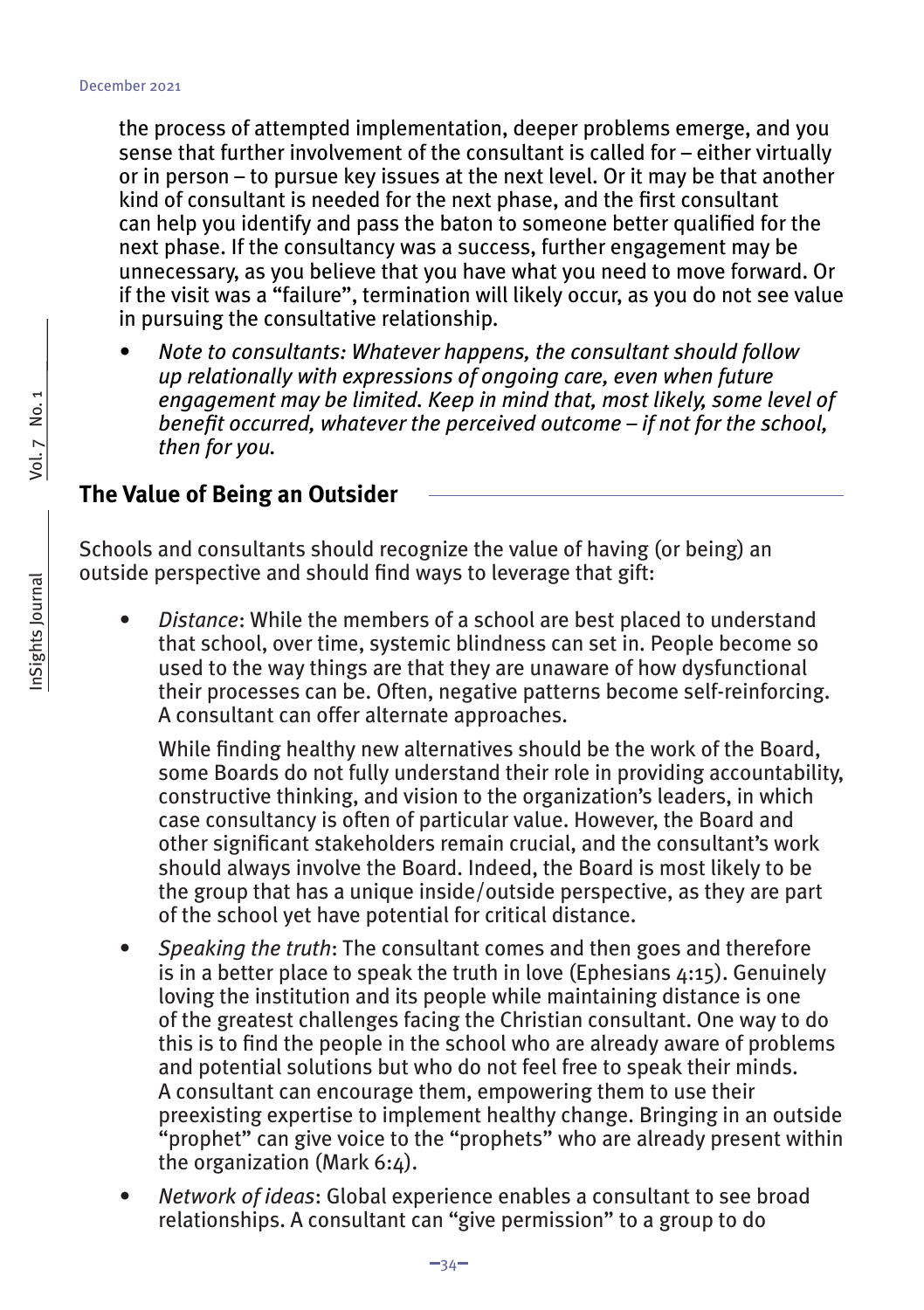the process of attempted implementation, deeper problems emerge, and you sense that further involvement of the consultant is called for – either virtually or in person – to pursue key issues at the next level. Or it may be that another kind of consultant is needed for the next phase, and the first consultant can help you identify and pass the baton to someone better qualified for the next phase. If the consultancy was a success, further engagement may be unnecessary, as you believe that you have what you need to move forward. Or if the visit was a "failure", termination will likely occur, as you do not see value in pursuing the consultative relationship.

- *Note to consultants: Whatever happens, the consultant should follow up relationally with expressions of ongoing care, even when future engagement may be limited. Keep in mind that, most likely, some level of benefit occurred, whatever the perceived outcome – if not for the school, then for you.*

## The Value of Being an Outsider

Schools and consultants should recognize the value of having (or being) an outside perspective and should find ways to leverage that gift:

- *Distance*: While the members of a school are best placed to understand that school, over time, systemic blindness can set in. People become so used to the way things are that they are unaware of how dysfunctional their processes can be. Often, negative patterns become self-reinforcing. A consultant can offer alternate approaches.

  While finding healthy new alternatives should be the work of the Board, some Boards do not fully understand their role in providing accountability, constructive thinking, and vision to the organization's leaders, in which case consultancy is often of particular value. However, the Board and other significant stakeholders remain crucial, and the consultant's work should always involve the Board. Indeed, the Board is most likely to be the group that has a unique inside/outside perspective, as they are part of the school yet have potential for critical distance.

- *Speaking the truth*: The consultant comes and then goes and therefore is in a better place to speak the truth in love (Ephesians 4:15). Genuinely loving the institution and its people while maintaining distance is one of the greatest challenges facing the Christian consultant. One way to do this is to find the people in the school who are already aware of problems and potential solutions but who do not feel free to speak their minds. A consultant can encourage them, empowering them to use their preexisting expertise to implement healthy change. Bringing in an outside "prophet" can give voice to the "prophets" who are already present within the organization (Mark 6:4).

- *Network of ideas*: Global experience enables a consultant to see broad relationships. A consultant can "give permission" to a group to do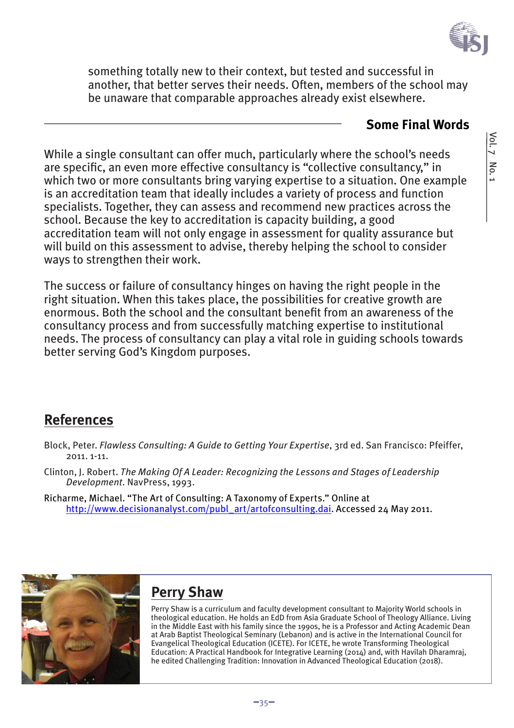something totally new to their context, but tested and successful in another, that better serves their needs. Often, members of the school may be unaware that comparable approaches already exist elsewhere.

## Some Final Words

While a single consultant can offer much, particularly where the school's needs are specific, an even more effective consultancy is "collective consultancy," in which two or more consultants bring varying expertise to a situation. One example is an accreditation team that ideally includes a variety of process and function specialists. Together, they can assess and recommend new practices across the school. Because the key to accreditation is capacity building, a good accreditation team will not only engage in assessment for quality assurance but will build on this assessment to advise, thereby helping the school to consider ways to strengthen their work.

The success or failure of consultancy hinges on having the right people in the right situation. When this takes place, the possibilities for creative growth are enormous. Both the school and the consultant benefit from an awareness of the consultancy process and from successfully matching expertise to institutional needs. The process of consultancy can play a vital role in guiding schools towards better serving God's Kingdom purposes.

## References

Block, Peter. *Flawless Consulting: A Guide to Getting Your Expertise*, 3rd ed. San Francisco: Pfeiffer, 2011. 1-11.

Clinton, J. Robert. *The Making Of A Leader: Recognizing the Lessons and Stages of Leadership Development*. NavPress, 1993.

Richarme, Michael. "The Art of Consulting: A Taxonomy of Experts." Online at http://www.decisionanalyst.com/publ_art/artofconsulting.dai. Accessed 24 May 2011.

## Perry Shaw

Perry Shaw is a curriculum and faculty development consultant to Majority World schools in theological education. He holds an EdD from Asia Graduate School of Theology Alliance. Living in the Middle East with his family since the 1990s, he is a Professor and Acting Academic Dean at Arab Baptist Theological Seminary (Lebanon) and is active in the International Council for Evangelical Theological Education (ICETE). For ICETE, he wrote Transforming Theological Education: A Practical Handbook for Integrative Learning (2014) and, with Havilah Dharamraj, he edited Challenging Tradition: Innovation in Advanced Theological Education (2018).